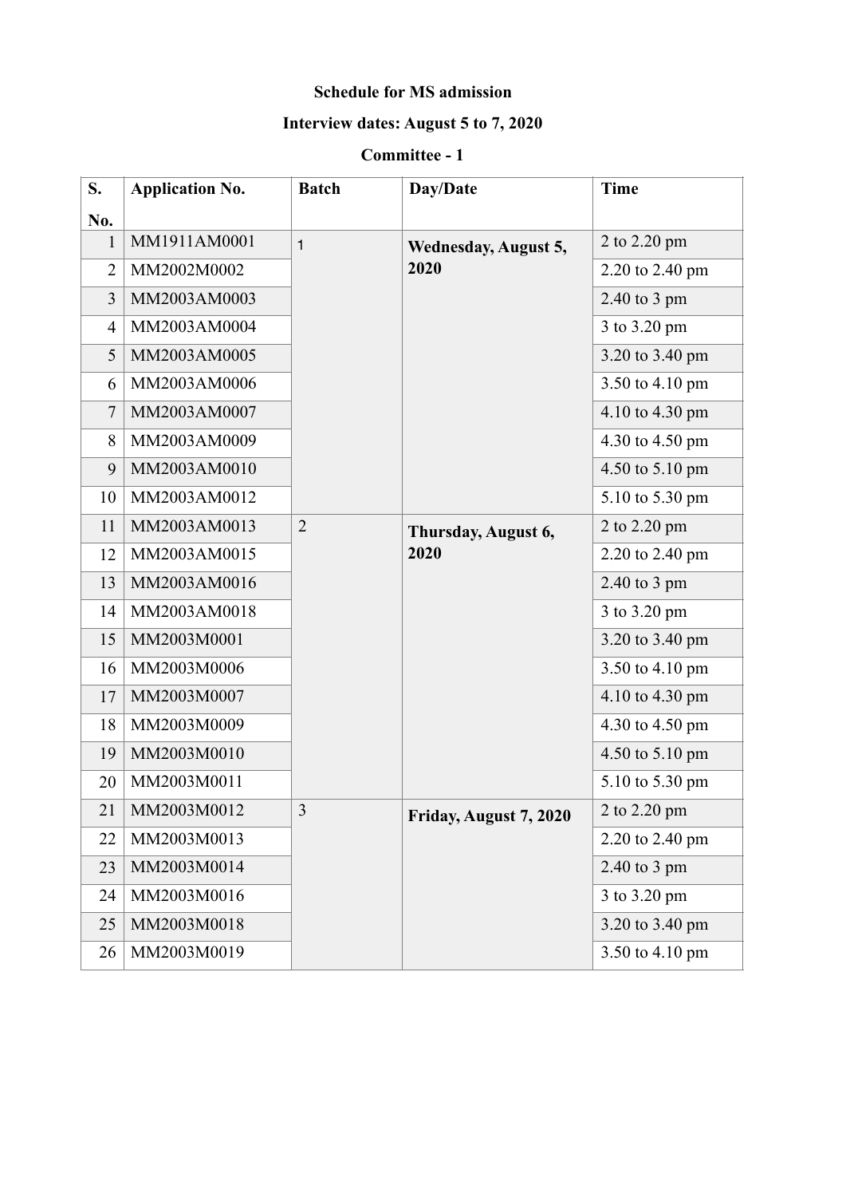**Schedule for MS admission**

**Interview dates: August 5 to 7, 2020**

**Committee - 1**

| S. No. | Application No. | Batch | Day/Date | Time |
|---|---|---|---|---|
| 1 | MM1911AM0001 | 1 | **Wednesday, August 5, 2020** | 2 to 2.20 pm |
| 2 | MM2002M0002 | | | 2.20 to 2.40 pm |
| 3 | MM2003AM0003 | | | 2.40 to 3 pm |
| 4 | MM2003AM0004 | | | 3 to 3.20 pm |
| 5 | MM2003AM0005 | | | 3.20 to 3.40 pm |
| 6 | MM2003AM0006 | | | 3.50 to 4.10 pm |
| 7 | MM2003AM0007 | | | 4.10 to 4.30 pm |
| 8 | MM2003AM0009 | | | 4.30 to 4.50 pm |
| 9 | MM2003AM0010 | | | 4.50 to 5.10 pm |
| 10 | MM2003AM0012 | | | 5.10 to 5.30 pm |
| 11 | MM2003AM0013 | 2 | **Thursday, August 6, 2020** | 2 to 2.20 pm |
| 12 | MM2003AM0015 | | | 2.20 to 2.40 pm |
| 13 | MM2003AM0016 | | | 2.40 to 3 pm |
| 14 | MM2003AM0018 | | | 3 to 3.20 pm |
| 15 | MM2003M0001 | | | 3.20 to 3.40 pm |
| 16 | MM2003M0006 | | | 3.50 to 4.10 pm |
| 17 | MM2003M0007 | | | 4.10 to 4.30 pm |
| 18 | MM2003M0009 | | | 4.30 to 4.50 pm |
| 19 | MM2003M0010 | | | 4.50 to 5.10 pm |
| 20 | MM2003M0011 | | | 5.10 to 5.30 pm |
| 21 | MM2003M0012 | 3 | **Friday, August 7, 2020** | 2 to 2.20 pm |
| 22 | MM2003M0013 | | | 2.20 to 2.40 pm |
| 23 | MM2003M0014 | | | 2.40 to 3 pm |
| 24 | MM2003M0016 | | | 3 to 3.20 pm |
| 25 | MM2003M0018 | | | 3.20 to 3.40 pm |
| 26 | MM2003M0019 | | | 3.50 to 4.10 pm |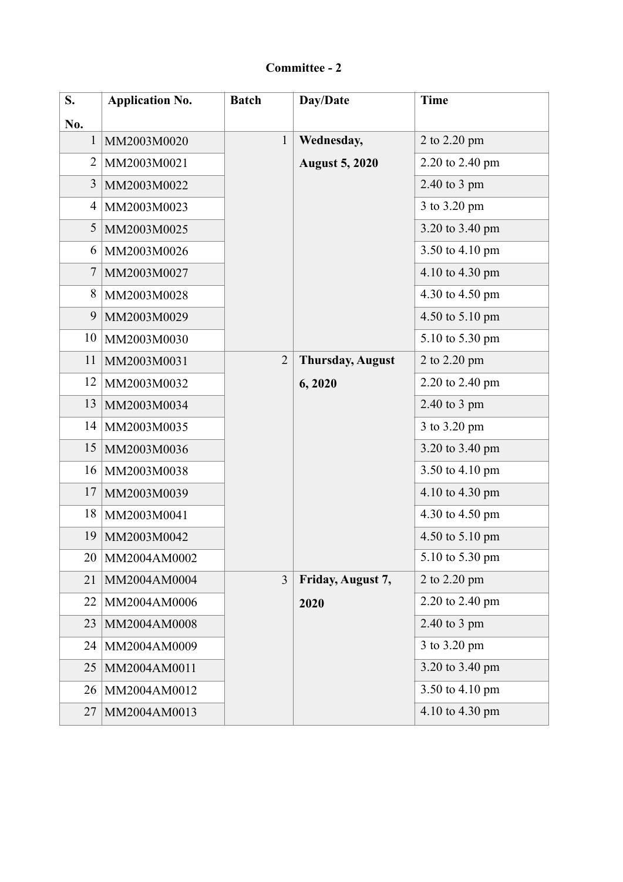**Committee - 2**

| S. No. | Application No. | Batch | Day/Date | Time |
|---|---|---|---|---|
| 1 | MM2003M0020 | 1 | **Wednesday, August 5, 2020** | 2 to 2.20 pm |
| 2 | MM2003M0021 | | | 2.20 to 2.40 pm |
| 3 | MM2003M0022 | | | 2.40 to 3 pm |
| 4 | MM2003M0023 | | | 3 to 3.20 pm |
| 5 | MM2003M0025 | | | 3.20 to 3.40 pm |
| 6 | MM2003M0026 | | | 3.50 to 4.10 pm |
| 7 | MM2003M0027 | | | 4.10 to 4.30 pm |
| 8 | MM2003M0028 | | | 4.30 to 4.50 pm |
| 9 | MM2003M0029 | | | 4.50 to 5.10 pm |
| 10 | MM2003M0030 | | | 5.10 to 5.30 pm |
| 11 | MM2003M0031 | 2 | **Thursday, August 6, 2020** | 2 to 2.20 pm |
| 12 | MM2003M0032 | | | 2.20 to 2.40 pm |
| 13 | MM2003M0034 | | | 2.40 to 3 pm |
| 14 | MM2003M0035 | | | 3 to 3.20 pm |
| 15 | MM2003M0036 | | | 3.20 to 3.40 pm |
| 16 | MM2003M0038 | | | 3.50 to 4.10 pm |
| 17 | MM2003M0039 | | | 4.10 to 4.30 pm |
| 18 | MM2003M0041 | | | 4.30 to 4.50 pm |
| 19 | MM2003M0042 | | | 4.50 to 5.10 pm |
| 20 | MM2004AM0002 | | | 5.10 to 5.30 pm |
| 21 | MM2004AM0004 | 3 | **Friday, August 7, 2020** | 2 to 2.20 pm |
| 22 | MM2004AM0006 | | | 2.20 to 2.40 pm |
| 23 | MM2004AM0008 | | | 2.40 to 3 pm |
| 24 | MM2004AM0009 | | | 3 to 3.20 pm |
| 25 | MM2004AM0011 | | | 3.20 to 3.40 pm |
| 26 | MM2004AM0012 | | | 3.50 to 4.10 pm |
| 27 | MM2004AM0013 | | | 4.10 to 4.30 pm |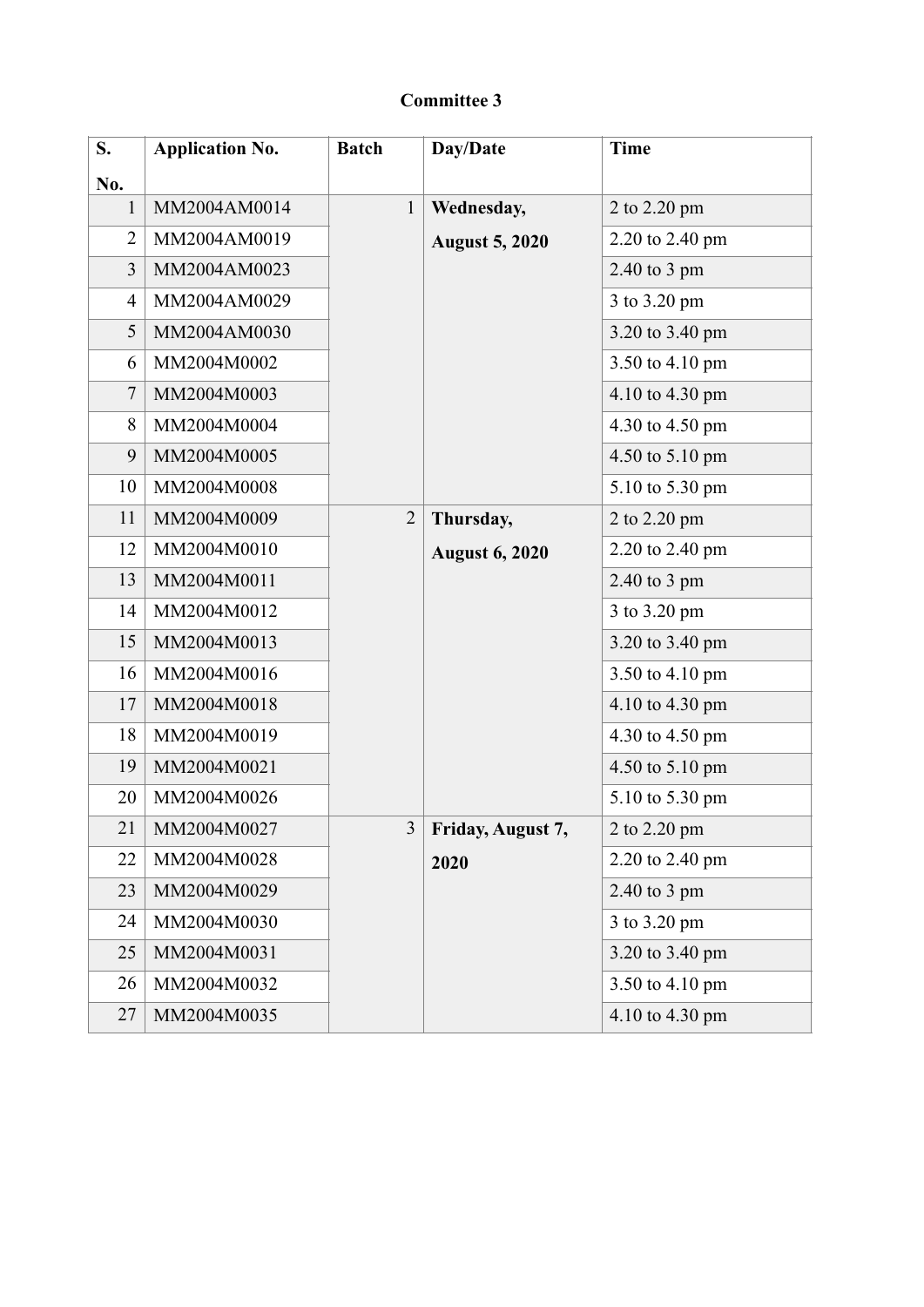# Committee 3

| S. No. | Application No. | Batch | Day/Date | Time |
|---|---|---|---|---|
| 1 | MM2004AM0014 | 1 | **Wednesday, August 5, 2020** | 2 to 2.20 pm |
| 2 | MM2004AM0019 | | | 2.20 to 2.40 pm |
| 3 | MM2004AM0023 | | | 2.40 to 3 pm |
| 4 | MM2004AM0029 | | | 3 to 3.20 pm |
| 5 | MM2004AM0030 | | | 3.20 to 3.40 pm |
| 6 | MM2004M0002 | | | 3.50 to 4.10 pm |
| 7 | MM2004M0003 | | | 4.10 to 4.30 pm |
| 8 | MM2004M0004 | | | 4.30 to 4.50 pm |
| 9 | MM2004M0005 | | | 4.50 to 5.10 pm |
| 10 | MM2004M0008 | | | 5.10 to 5.30 pm |
| 11 | MM2004M0009 | 2 | **Thursday, August 6, 2020** | 2 to 2.20 pm |
| 12 | MM2004M0010 | | | 2.20 to 2.40 pm |
| 13 | MM2004M0011 | | | 2.40 to 3 pm |
| 14 | MM2004M0012 | | | 3 to 3.20 pm |
| 15 | MM2004M0013 | | | 3.20 to 3.40 pm |
| 16 | MM2004M0016 | | | 3.50 to 4.10 pm |
| 17 | MM2004M0018 | | | 4.10 to 4.30 pm |
| 18 | MM2004M0019 | | | 4.30 to 4.50 pm |
| 19 | MM2004M0021 | | | 4.50 to 5.10 pm |
| 20 | MM2004M0026 | | | 5.10 to 5.30 pm |
| 21 | MM2004M0027 | 3 | **Friday, August 7, 2020** | 2 to 2.20 pm |
| 22 | MM2004M0028 | | | 2.20 to 2.40 pm |
| 23 | MM2004M0029 | | | 2.40 to 3 pm |
| 24 | MM2004M0030 | | | 3 to 3.20 pm |
| 25 | MM2004M0031 | | | 3.20 to 3.40 pm |
| 26 | MM2004M0032 | | | 3.50 to 4.10 pm |
| 27 | MM2004M0035 | | | 4.10 to 4.30 pm |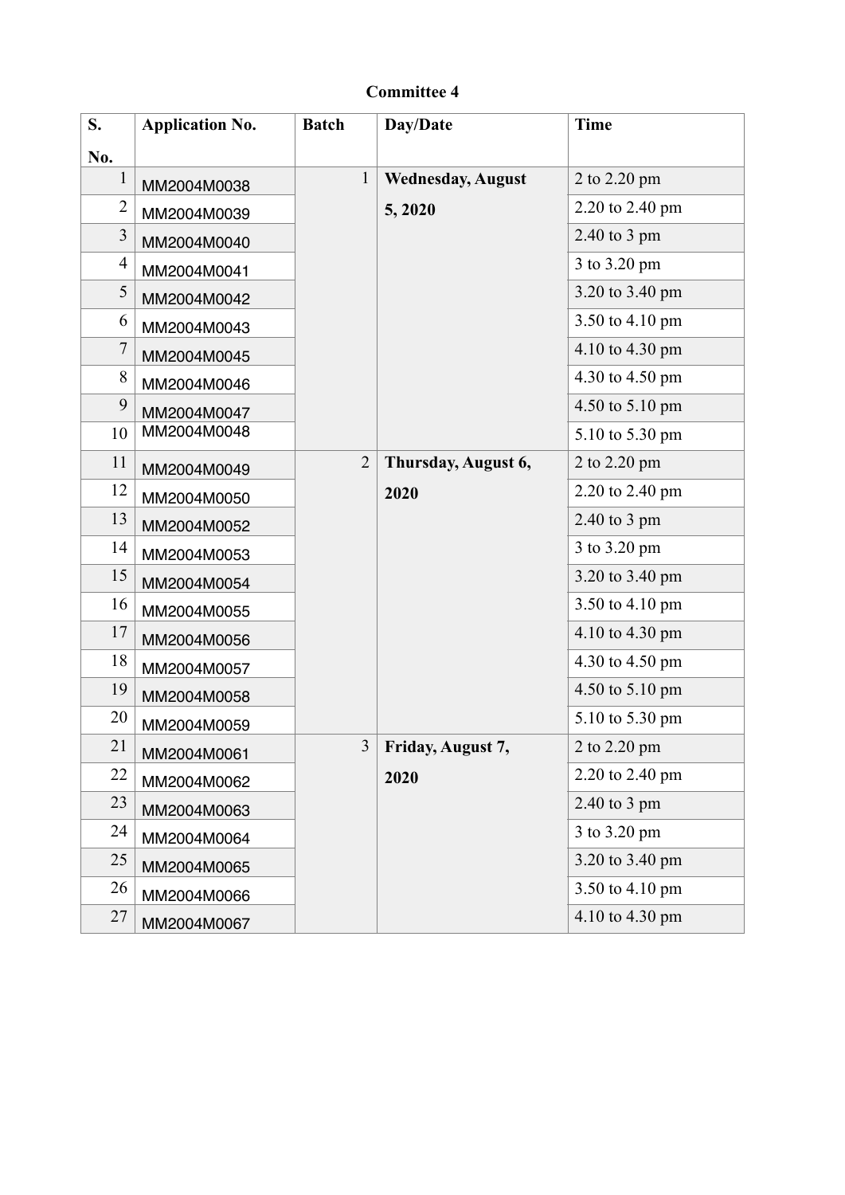**Committee 4**

| S. No. | Application No. | Batch | Day/Date | Time |
|---|---|---|---|---|
| 1 | MM2004M0038 | 1 | **Wednesday, August 5, 2020** | 2 to 2.20 pm |
| 2 | MM2004M0039 | | | 2.20 to 2.40 pm |
| 3 | MM2004M0040 | | | 2.40 to 3 pm |
| 4 | MM2004M0041 | | | 3 to 3.20 pm |
| 5 | MM2004M0042 | | | 3.20 to 3.40 pm |
| 6 | MM2004M0043 | | | 3.50 to 4.10 pm |
| 7 | MM2004M0045 | | | 4.10 to 4.30 pm |
| 8 | MM2004M0046 | | | 4.30 to 4.50 pm |
| 9 | MM2004M0047 | | | 4.50 to 5.10 pm |
| 10 | MM2004M0048 | | | 5.10 to 5.30 pm |
| 11 | MM2004M0049 | 2 | **Thursday, August 6, 2020** | 2 to 2.20 pm |
| 12 | MM2004M0050 | | | 2.20 to 2.40 pm |
| 13 | MM2004M0052 | | | 2.40 to 3 pm |
| 14 | MM2004M0053 | | | 3 to 3.20 pm |
| 15 | MM2004M0054 | | | 3.20 to 3.40 pm |
| 16 | MM2004M0055 | | | 3.50 to 4.10 pm |
| 17 | MM2004M0056 | | | 4.10 to 4.30 pm |
| 18 | MM2004M0057 | | | 4.30 to 4.50 pm |
| 19 | MM2004M0058 | | | 4.50 to 5.10 pm |
| 20 | MM2004M0059 | | | 5.10 to 5.30 pm |
| 21 | MM2004M0061 | 3 | **Friday, August 7, 2020** | 2 to 2.20 pm |
| 22 | MM2004M0062 | | | 2.20 to 2.40 pm |
| 23 | MM2004M0063 | | | 2.40 to 3 pm |
| 24 | MM2004M0064 | | | 3 to 3.20 pm |
| 25 | MM2004M0065 | | | 3.20 to 3.40 pm |
| 26 | MM2004M0066 | | | 3.50 to 4.10 pm |
| 27 | MM2004M0067 | | | 4.10 to 4.30 pm |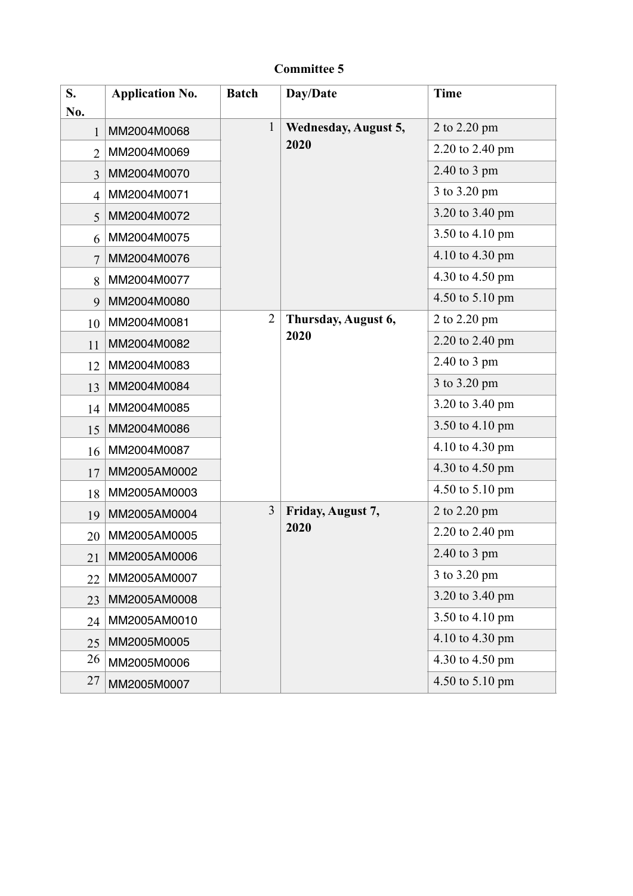**Committee 5**

| S. No. | Application No. | Batch | Day/Date | Time |
|---|---|---|---|---|
| 1 | MM2004M0068 | 1 | **Wednesday, August 5, 2020** | 2 to 2.20 pm |
| 2 | MM2004M0069 | | | 2.20 to 2.40 pm |
| 3 | MM2004M0070 | | | 2.40 to 3 pm |
| 4 | MM2004M0071 | | | 3 to 3.20 pm |
| 5 | MM2004M0072 | | | 3.20 to 3.40 pm |
| 6 | MM2004M0075 | | | 3.50 to 4.10 pm |
| 7 | MM2004M0076 | | | 4.10 to 4.30 pm |
| 8 | MM2004M0077 | | | 4.30 to 4.50 pm |
| 9 | MM2004M0080 | | | 4.50 to 5.10 pm |
| 10 | MM2004M0081 | 2 | **Thursday, August 6, 2020** | 2 to 2.20 pm |
| 11 | MM2004M0082 | | | 2.20 to 2.40 pm |
| 12 | MM2004M0083 | | | 2.40 to 3 pm |
| 13 | MM2004M0084 | | | 3 to 3.20 pm |
| 14 | MM2004M0085 | | | 3.20 to 3.40 pm |
| 15 | MM2004M0086 | | | 3.50 to 4.10 pm |
| 16 | MM2004M0087 | | | 4.10 to 4.30 pm |
| 17 | MM2005AM0002 | | | 4.30 to 4.50 pm |
| 18 | MM2005AM0003 | | | 4.50 to 5.10 pm |
| 19 | MM2005AM0004 | 3 | **Friday, August 7, 2020** | 2 to 2.20 pm |
| 20 | MM2005AM0005 | | | 2.20 to 2.40 pm |
| 21 | MM2005AM0006 | | | 2.40 to 3 pm |
| 22 | MM2005AM0007 | | | 3 to 3.20 pm |
| 23 | MM2005AM0008 | | | 3.20 to 3.40 pm |
| 24 | MM2005AM0010 | | | 3.50 to 4.10 pm |
| 25 | MM2005M0005 | | | 4.10 to 4.30 pm |
| 26 | MM2005M0006 | | | 4.30 to 4.50 pm |
| 27 | MM2005M0007 | | | 4.50 to 5.10 pm |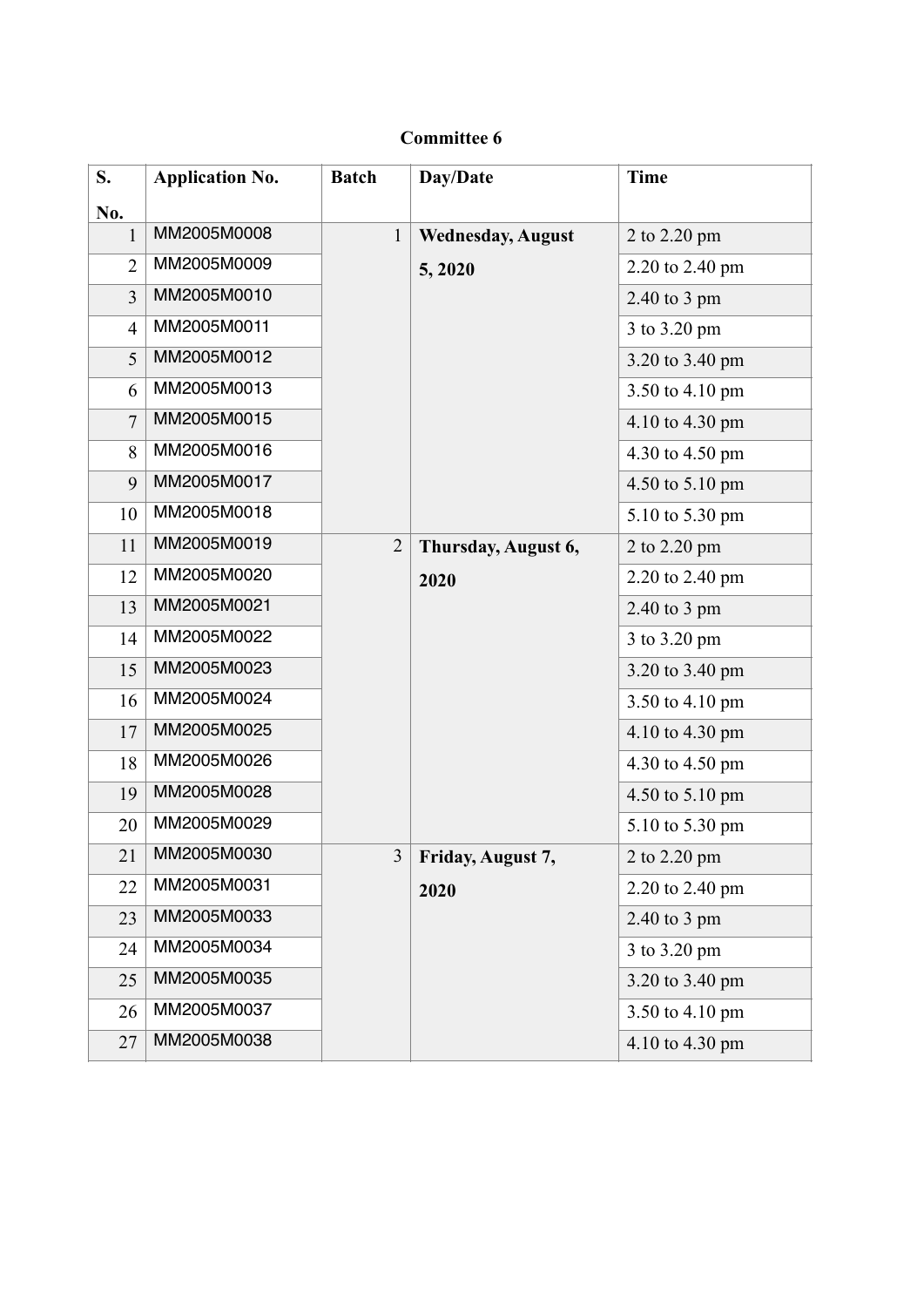**Committee 6**

| S. No. | Application No. | Batch | Day/Date | Time |
|---|---|---|---|---|
| 1 | MM2005M0008 | 1 | **Wednesday, August 5, 2020** | 2 to 2.20 pm |
| 2 | MM2005M0009 | | | 2.20 to 2.40 pm |
| 3 | MM2005M0010 | | | 2.40 to 3 pm |
| 4 | MM2005M0011 | | | 3 to 3.20 pm |
| 5 | MM2005M0012 | | | 3.20 to 3.40 pm |
| 6 | MM2005M0013 | | | 3.50 to 4.10 pm |
| 7 | MM2005M0015 | | | 4.10 to 4.30 pm |
| 8 | MM2005M0016 | | | 4.30 to 4.50 pm |
| 9 | MM2005M0017 | | | 4.50 to 5.10 pm |
| 10 | MM2005M0018 | | | 5.10 to 5.30 pm |
| 11 | MM2005M0019 | 2 | **Thursday, August 6, 2020** | 2 to 2.20 pm |
| 12 | MM2005M0020 | | | 2.20 to 2.40 pm |
| 13 | MM2005M0021 | | | 2.40 to 3 pm |
| 14 | MM2005M0022 | | | 3 to 3.20 pm |
| 15 | MM2005M0023 | | | 3.20 to 3.40 pm |
| 16 | MM2005M0024 | | | 3.50 to 4.10 pm |
| 17 | MM2005M0025 | | | 4.10 to 4.30 pm |
| 18 | MM2005M0026 | | | 4.30 to 4.50 pm |
| 19 | MM2005M0028 | | | 4.50 to 5.10 pm |
| 20 | MM2005M0029 | | | 5.10 to 5.30 pm |
| 21 | MM2005M0030 | 3 | **Friday, August 7, 2020** | 2 to 2.20 pm |
| 22 | MM2005M0031 | | | 2.20 to 2.40 pm |
| 23 | MM2005M0033 | | | 2.40 to 3 pm |
| 24 | MM2005M0034 | | | 3 to 3.20 pm |
| 25 | MM2005M0035 | | | 3.20 to 3.40 pm |
| 26 | MM2005M0037 | | | 3.50 to 4.10 pm |
| 27 | MM2005M0038 | | | 4.10 to 4.30 pm |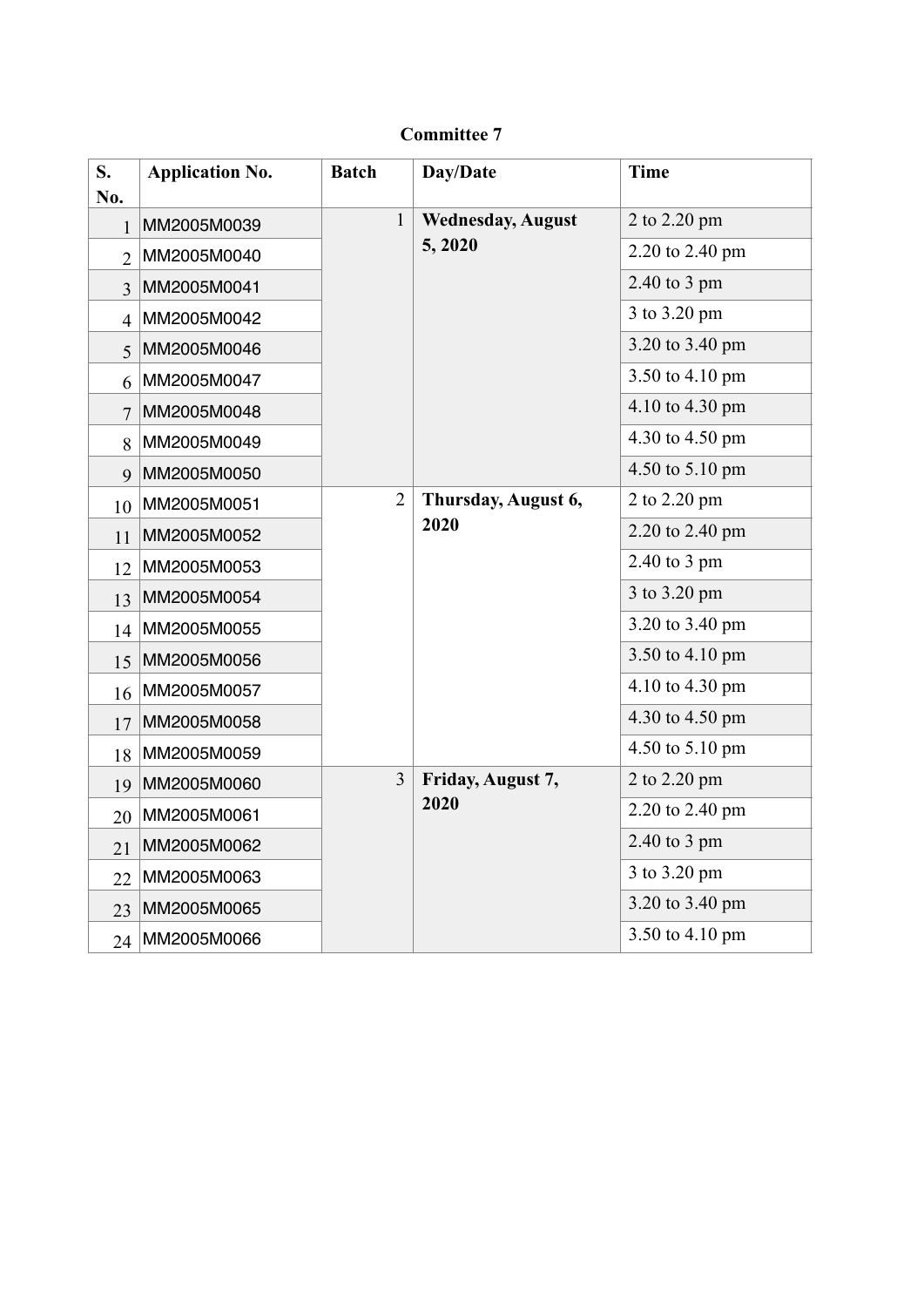**Committee 7**

| S. No. | Application No. | Batch | Day/Date | Time |
|---|---|---|---|---|
| 1 | MM2005M0039 | 1 | **Wednesday, August 5, 2020** | 2 to 2.20 pm |
| 2 | MM2005M0040 | | | 2.20 to 2.40 pm |
| 3 | MM2005M0041 | | | 2.40 to 3 pm |
| 4 | MM2005M0042 | | | 3 to 3.20 pm |
| 5 | MM2005M0046 | | | 3.20 to 3.40 pm |
| 6 | MM2005M0047 | | | 3.50 to 4.10 pm |
| 7 | MM2005M0048 | | | 4.10 to 4.30 pm |
| 8 | MM2005M0049 | | | 4.30 to 4.50 pm |
| 9 | MM2005M0050 | | | 4.50 to 5.10 pm |
| 10 | MM2005M0051 | 2 | **Thursday, August 6, 2020** | 2 to 2.20 pm |
| 11 | MM2005M0052 | | | 2.20 to 2.40 pm |
| 12 | MM2005M0053 | | | 2.40 to 3 pm |
| 13 | MM2005M0054 | | | 3 to 3.20 pm |
| 14 | MM2005M0055 | | | 3.20 to 3.40 pm |
| 15 | MM2005M0056 | | | 3.50 to 4.10 pm |
| 16 | MM2005M0057 | | | 4.10 to 4.30 pm |
| 17 | MM2005M0058 | | | 4.30 to 4.50 pm |
| 18 | MM2005M0059 | | | 4.50 to 5.10 pm |
| 19 | MM2005M0060 | 3 | **Friday, August 7, 2020** | 2 to 2.20 pm |
| 20 | MM2005M0061 | | | 2.20 to 2.40 pm |
| 21 | MM2005M0062 | | | 2.40 to 3 pm |
| 22 | MM2005M0063 | | | 3 to 3.20 pm |
| 23 | MM2005M0065 | | | 3.20 to 3.40 pm |
| 24 | MM2005M0066 | | | 3.50 to 4.10 pm |